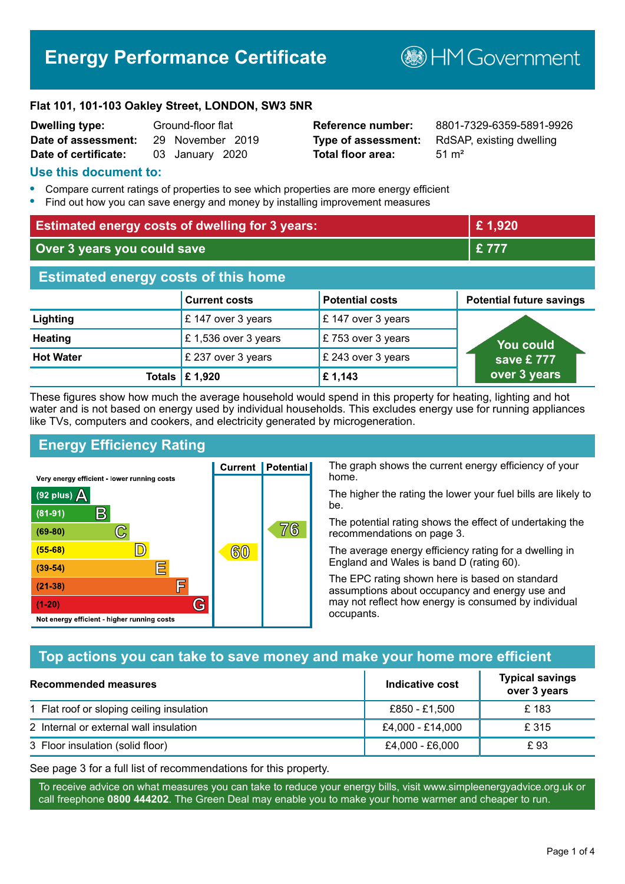# Energy Performance Certificate

HM Government

**Flat 101, 101-103 Oakley Street, LONDON, SW3 5NR**

| | | | |
|---|---|---|---|
| **Dwelling type:** | Ground-floor flat | **Reference number:** | 8801-7329-6359-5891-9926 |
| **Date of assessment:** | 29 November 2019 | **Type of assessment:** | RdSAP, existing dwelling |
| **Date of certificate:** | 03 January 2020 | **Total floor area:** | 51 m² |

## Use this document to:

- Compare current ratings of properties to see which properties are more energy efficient
- Find out how you can save energy and money by installing improvement measures

| | |
|---|---|
| **Estimated energy costs of dwelling for 3 years:** | **£ 1,920** |
| **Over 3 years you could save** | **£ 777** |

## Estimated energy costs of this home

| | Current costs | Potential costs | Potential future savings |
|---|---|---|---|
| **Lighting** | £ 147 over 3 years | £ 147 over 3 years | You could save £ 777 over 3 years |
| **Heating** | £ 1,536 over 3 years | £ 753 over 3 years | |
| **Hot Water** | £ 237 over 3 years | £ 243 over 3 years | |
| **Totals** | **£ 1,920** | **£ 1,143** | |

These figures show how much the average household would spend in this property for heating, lighting and hot water and is not based on energy used by individual households. This excludes energy use for running appliances like TVs, computers and cookers, and electricity generated by microgeneration.

## Energy Efficiency Rating

| Rating | Current | Potential |
|---|---|---|
| Very energy efficient - lower running costs | | |
| (92 plus) A | | |
| (81-91) B | | |
| (69-80) C | | 76 |
| (55-68) D | 60 | |
| (39-54) E | | |
| (21-38) F | | |
| (1-20) G | | |
| Not energy efficient - higher running costs | | |

The graph shows the current energy efficiency of your home.

The higher the rating the lower your fuel bills are likely to be.

The potential rating shows the effect of undertaking the recommendations on page 3.

The average energy efficiency rating for a dwelling in England and Wales is band D (rating 60).

The EPC rating shown here is based on standard assumptions about occupancy and energy use and may not reflect how energy is consumed by individual occupants.

## Top actions you can take to save money and make your home more efficient

| Recommended measures | Indicative cost | Typical savings over 3 years |
|---|---|---|
| 1 Flat roof or sloping ceiling insulation | £850 - £1,500 | £ 183 |
| 2 Internal or external wall insulation | £4,000 - £14,000 | £ 315 |
| 3 Floor insulation (solid floor) | £4,000 - £6,000 | £ 93 |

See page 3 for a full list of recommendations for this property.

To receive advice on what measures you can take to reduce your energy bills, visit www.simpleenergyadvice.org.uk or call freephone **0800 444202**. The Green Deal may enable you to make your home warmer and cheaper to run.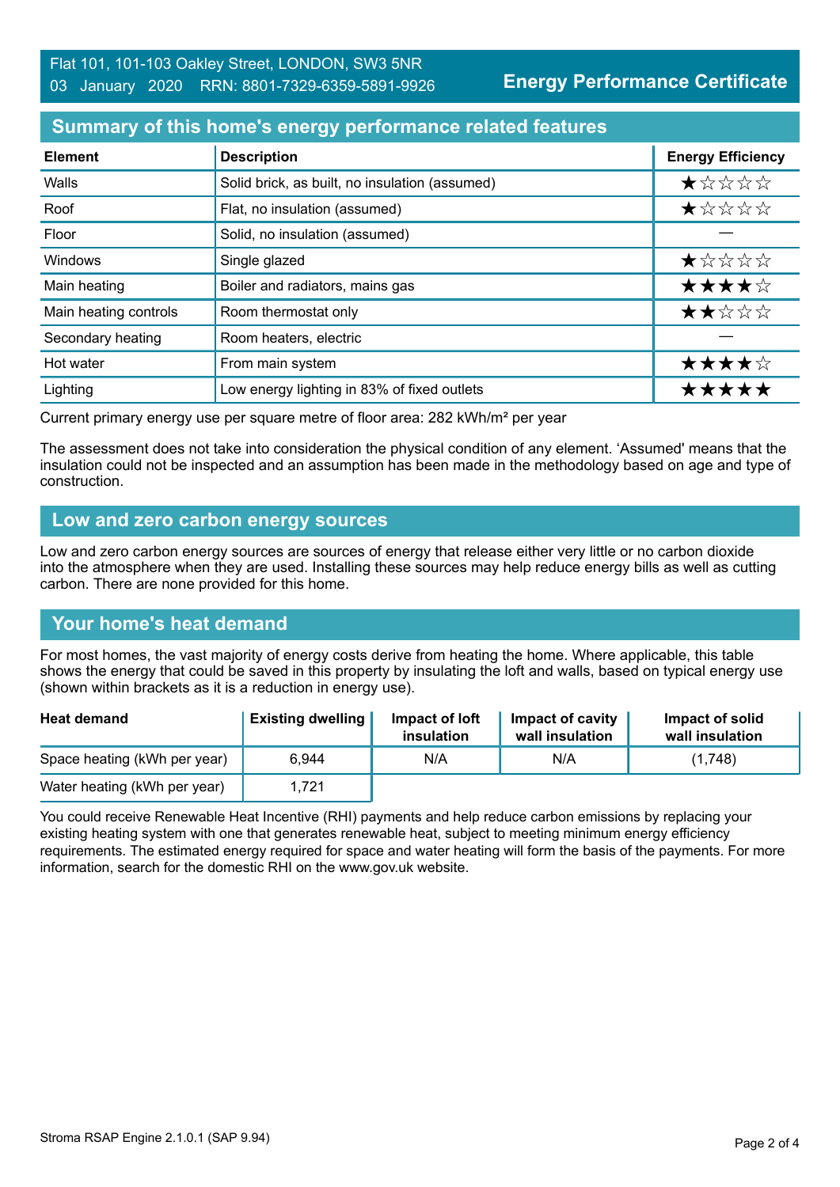Flat 101, 101-103 Oakley Street, LONDON, SW3 5NR
03 January 2020 RRN: 8801-7329-6359-5891-9926

**Energy Performance Certificate**

## Summary of this home's energy performance related features

| Element | Description | Energy Efficiency |
|---|---|---|
| Walls | Solid brick, as built, no insulation (assumed) | ★☆☆☆☆ |
| Roof | Flat, no insulation (assumed) | ★☆☆☆☆ |
| Floor | Solid, no insulation (assumed) | — |
| Windows | Single glazed | ★☆☆☆☆ |
| Main heating | Boiler and radiators, mains gas | ★★★★☆ |
| Main heating controls | Room thermostat only | ★★☆☆☆ |
| Secondary heating | Room heaters, electric | — |
| Hot water | From main system | ★★★★☆ |
| Lighting | Low energy lighting in 83% of fixed outlets | ★★★★★ |

Current primary energy use per square metre of floor area: 282 kWh/m² per year

The assessment does not take into consideration the physical condition of any element. 'Assumed' means that the insulation could not be inspected and an assumption has been made in the methodology based on age and type of construction.

## Low and zero carbon energy sources

Low and zero carbon energy sources are sources of energy that release either very little or no carbon dioxide into the atmosphere when they are used. Installing these sources may help reduce energy bills as well as cutting carbon. There are none provided for this home.

## Your home's heat demand

For most homes, the vast majority of energy costs derive from heating the home. Where applicable, this table shows the energy that could be saved in this property by insulating the loft and walls, based on typical energy use (shown within brackets as it is a reduction in energy use).

| Heat demand | Existing dwelling | Impact of loft insulation | Impact of cavity wall insulation | Impact of solid wall insulation |
|---|---|---|---|---|
| Space heating (kWh per year) | 6,944 | N/A | N/A | (1,748) |
| Water heating (kWh per year) | 1,721 | | | |

You could receive Renewable Heat Incentive (RHI) payments and help reduce carbon emissions by replacing your existing heating system with one that generates renewable heat, subject to meeting minimum energy efficiency requirements. The estimated energy required for space and water heating will form the basis of the payments. For more information, search for the domestic RHI on the www.gov.uk website.

Stroma RSAP Engine 2.1.0.1 (SAP 9.94)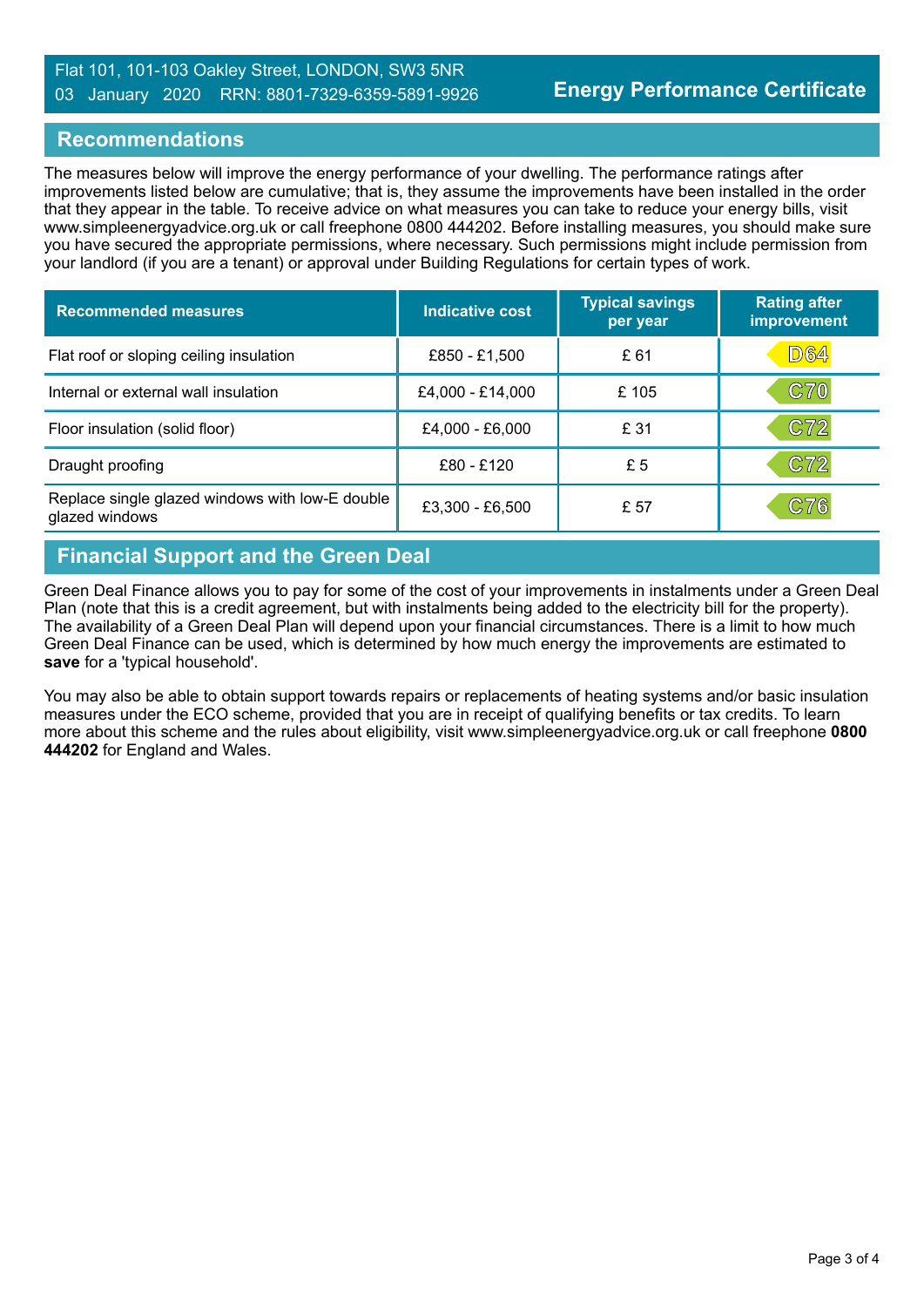Flat 101, 101-103 Oakley Street, LONDON, SW3 5NR
03 January 2020 RRN: 8801-7329-6359-5891-9926

**Energy Performance Certificate**

## Recommendations

The measures below will improve the energy performance of your dwelling. The performance ratings after improvements listed below are cumulative; that is, they assume the improvements have been installed in the order that they appear in the table. To receive advice on what measures you can take to reduce your energy bills, visit www.simpleenergyadvice.org.uk or call freephone 0800 444202. Before installing measures, you should make sure you have secured the appropriate permissions, where necessary. Such permissions might include permission from your landlord (if you are a tenant) or approval under Building Regulations for certain types of work.

| Recommended measures | Indicative cost | Typical savings per year | Rating after improvement |
|---|---|---|---|
| Flat roof or sloping ceiling insulation | £850 - £1,500 | £ 61 | D64 |
| Internal or external wall insulation | £4,000 - £14,000 | £ 105 | C70 |
| Floor insulation (solid floor) | £4,000 - £6,000 | £ 31 | C72 |
| Draught proofing | £80 - £120 | £ 5 | C72 |
| Replace single glazed windows with low-E double glazed windows | £3,300 - £6,500 | £ 57 | C76 |

## Financial Support and the Green Deal

Green Deal Finance allows you to pay for some of the cost of your improvements in instalments under a Green Deal Plan (note that this is a credit agreement, but with instalments being added to the electricity bill for the property). The availability of a Green Deal Plan will depend upon your financial circumstances. There is a limit to how much Green Deal Finance can be used, which is determined by how much energy the improvements are estimated to **save** for a 'typical household'.

You may also be able to obtain support towards repairs or replacements of heating systems and/or basic insulation measures under the ECO scheme, provided that you are in receipt of qualifying benefits or tax credits. To learn more about this scheme and the rules about eligibility, visit www.simpleenergyadvice.org.uk or call freephone **0800 444202** for England and Wales.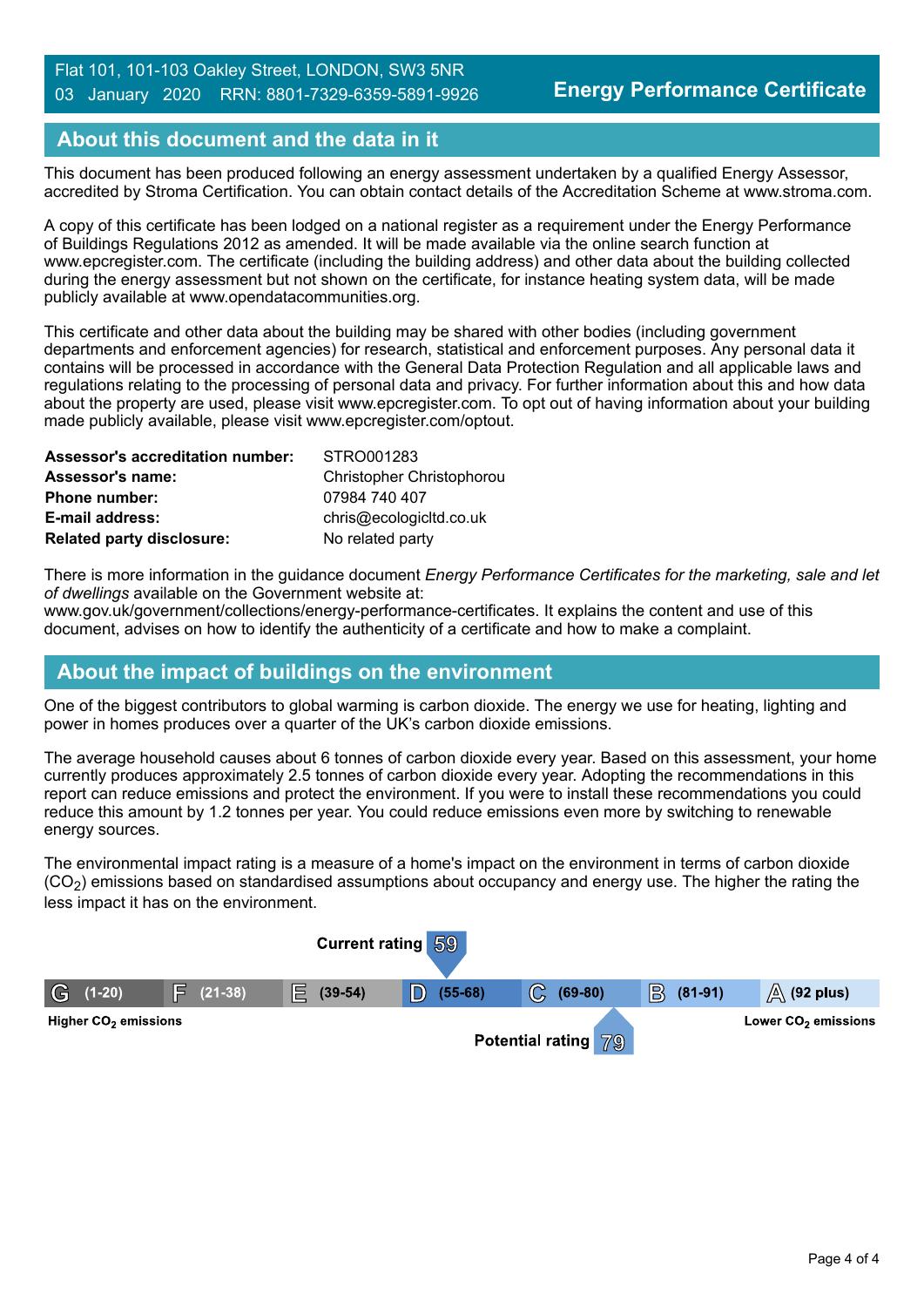Flat 101, 101-103 Oakley Street, LONDON, SW3 5NR
03 January 2020 RRN: 8801-7329-6359-5891-9926

**Energy Performance Certificate**

## About this document and the data in it

This document has been produced following an energy assessment undertaken by a qualified Energy Assessor, accredited by Stroma Certification. You can obtain contact details of the Accreditation Scheme at www.stroma.com.

A copy of this certificate has been lodged on a national register as a requirement under the Energy Performance of Buildings Regulations 2012 as amended. It will be made available via the online search function at www.epcregister.com. The certificate (including the building address) and other data about the building collected during the energy assessment but not shown on the certificate, for instance heating system data, will be made publicly available at www.opendatacommunities.org.

This certificate and other data about the building may be shared with other bodies (including government departments and enforcement agencies) for research, statistical and enforcement purposes. Any personal data it contains will be processed in accordance with the General Data Protection Regulation and all applicable laws and regulations relating to the processing of personal data and privacy. For further information about this and how data about the property are used, please visit www.epcregister.com. To opt out of having information about your building made publicly available, please visit www.epcregister.com/optout.

| | |
|---|---|
| **Assessor's accreditation number:** | STRO001283 |
| **Assessor's name:** | Christopher Christophorou |
| **Phone number:** | 07984 740 407 |
| **E-mail address:** | chris@ecologicltd.co.uk |
| **Related party disclosure:** | No related party |

There is more information in the guidance document *Energy Performance Certificates for the marketing, sale and let of dwellings* available on the Government website at: www.gov.uk/government/collections/energy-performance-certificates. It explains the content and use of this document, advises on how to identify the authenticity of a certificate and how to make a complaint.

## About the impact of buildings on the environment

One of the biggest contributors to global warming is carbon dioxide. The energy we use for heating, lighting and power in homes produces over a quarter of the UK's carbon dioxide emissions.

The average household causes about 6 tonnes of carbon dioxide every year. Based on this assessment, your home currently produces approximately 2.5 tonnes of carbon dioxide every year. Adopting the recommendations in this report can reduce emissions and protect the environment. If you were to install these recommendations you could reduce this amount by 1.2 tonnes per year. You could reduce emissions even more by switching to renewable energy sources.

The environmental impact rating is a measure of a home's impact on the environment in terms of carbon dioxide ($CO_2$) emissions based on standardised assumptions about occupancy and energy use. The higher the rating the less impact it has on the environment.

Current rating 59

G (1-20)
F (21-38)
E (39-54)
D (55-68)
C (69-80)
B (81-91)
A (92 plus)

Higher $CO_2$ emissions
Lower $CO_2$ emissions

Potential rating 79